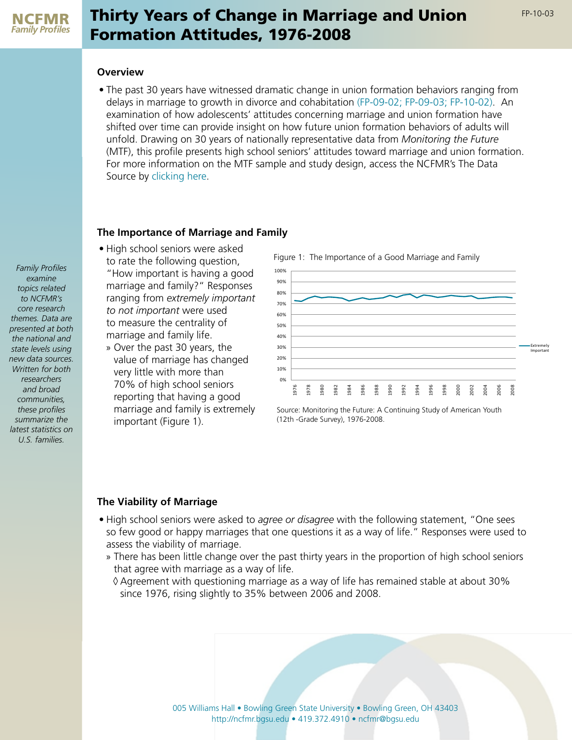# Thirty Years of Change in Marriage and Union Formation Attitudes, 1976-2008

NCFMR *Family Profiles*

FP-10-03

## Overview

- The past 30 years have witnessed dramatic change in union formation behaviors ranging from delays in marriage to growth in divorce and cohabitation (FP-09-02; FP-09-03; FP-10-02). An examination of how adolescents' attitudes concerning marriage and union formation have shifted over time can provide insight on how future union formation behaviors of adults will unfold. Drawing on 30 years of nationally representative data from *Monitoring the Future* (MTF), this profile presents high school seniors' attitudes toward marriage and union formation. For more information on the MTF sample and study design, access the NCFMR's The Data Source by clicking here.

*Family Profiles examine topics related to NCFMR's core research themes. Data are presented at both the national and state levels using new data sources. Written for both researchers and broad communities, these profiles summarize the latest statistics on U.S. families.*

## The Importance of Marriage and Family

- High school seniors were asked to rate the following question, "How important is having a good marriage and family?" Responses ranging from *extremely important* to *not important* were used to measure the centrality of marriage and family life.
  - » Over the past 30 years, the value of marriage has changed very little with more than 70% of high school seniors reporting that having a good marriage and family is extremely important (Figure 1).

Figure 1: The Importance of a Good Marriage and Family

Source: Monitoring the Future: A Continuing Study of American Youth (12th -Grade Survey), 1976-2008.

## The Viability of Marriage

- High school seniors were asked to *agree or disagree* with the following statement, "One sees so few good or happy marriages that one questions it as a way of life." Responses were used to assess the viability of marriage.
  - » There has been little change over the past thirty years in the proportion of high school seniors that agree with marriage as a way of life.
    - ◊ Agreement with questioning marriage as a way of life has remained stable at about 30% since 1976, rising slightly to 35% between 2006 and 2008.

005 Williams Hall • Bowling Green State University • Bowling Green, OH 43403
http://ncfmr.bgsu.edu • 419.372.4910 • ncfmr@bgsu.edu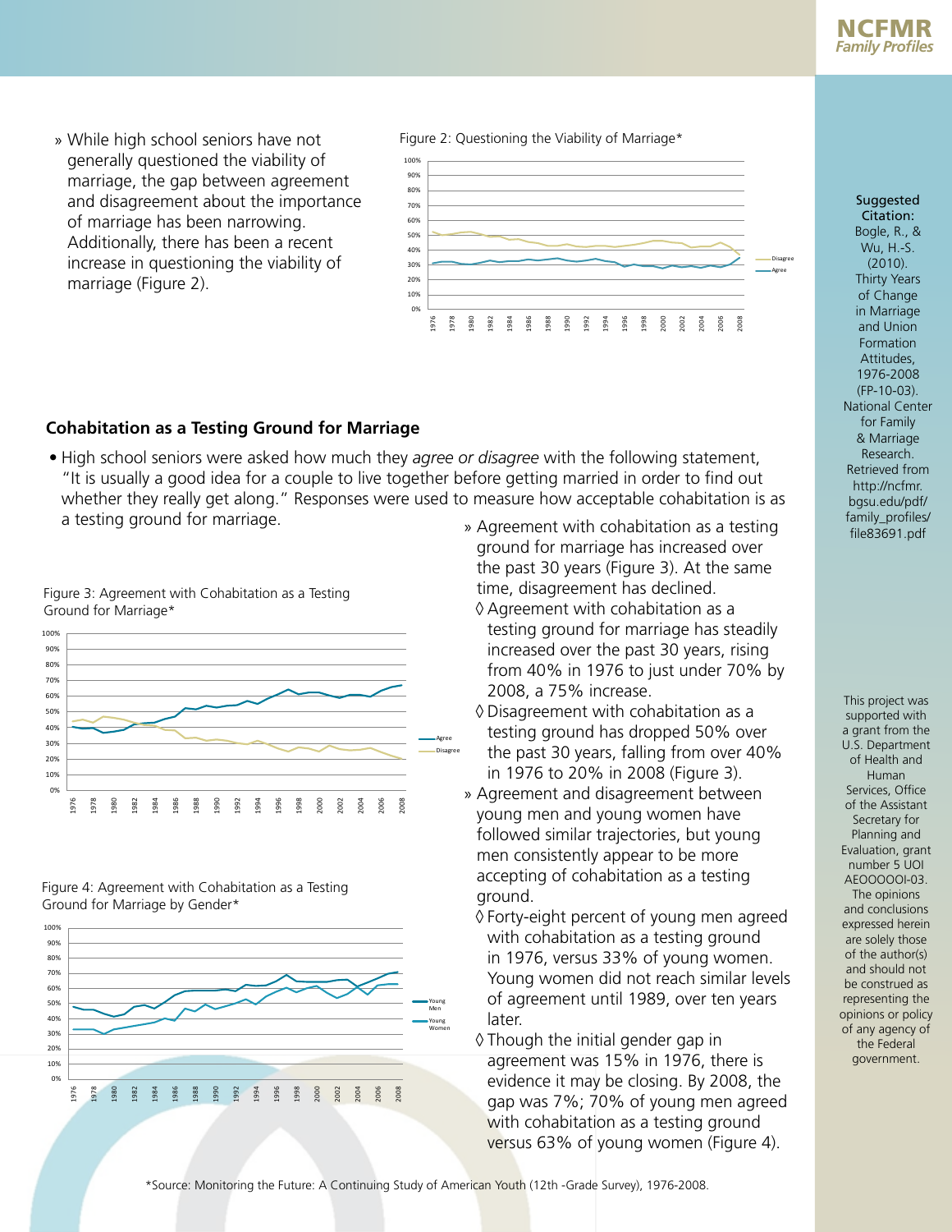- While high school seniors have not generally questioned the viability of marriage, the gap between agreement and disagreement about the importance of marriage has been narrowing. Additionally, there has been a recent increase in questioning the viability of marriage (Figure 2).

Figure 2: Questioning the Viability of Marriage*

100%
90%
80%
70%
60%
50%
40%
30%
20%
10%
0%

1976 1978 1980 1982 1984 1986 1988 1990 1992 1994 1996 1998 2000 2002 2004 2006 2008

Disagree
Agree

## Cohabitation as a Testing Ground for Marriage

- High school seniors were asked how much they *agree or disagree* with the following statement, "It is usually a good idea for a couple to live together before getting married in order to find out whether they really get along." Responses were used to measure how acceptable cohabitation is as a testing ground for marriage.

Figure 3: Agreement with Cohabitation as a Testing Ground for Marriage*

100%
90%
80%
70%
60%
50%
40%
30%
20%
10%
0%

1976 1978 1980 1982 1984 1986 1988 1990 1992 1994 1996 1998 2000 2002 2004 2006 2008

Agree
Disagree

Figure 4: Agreement with Cohabitation as a Testing Ground for Marriage by Gender*

100%
90%
80%
70%
60%
50%
40%
30%
20%
10%
0%

1976 1978 1980 1982 1984 1986 1988 1990 1992 1994 1996 1998 2000 2002 2004 2006 2008

Young Men
Young Women

- Agreement with cohabitation as a testing ground for marriage has increased over the past 30 years (Figure 3). At the same time, disagreement has declined.
  - ◊ Agreement with cohabitation as a testing ground for marriage has steadily increased over the past 30 years, rising from 40% in 1976 to just under 70% by 2008, a 75% increase.
  - ◊ Disagreement with cohabitation as a testing ground has dropped 50% over the past 30 years, falling from over 40% in 1976 to 20% in 2008 (Figure 3).
- Agreement and disagreement between young men and young women have followed similar trajectories, but young men consistently appear to be more accepting of cohabitation as a testing ground.
  - ◊ Forty-eight percent of young men agreed with cohabitation as a testing ground in 1976, versus 33% of young women. Young women did not reach similar levels of agreement until 1989, over ten years later.
  - ◊ Though the initial gender gap in agreement was 15% in 1976, there is evidence it may be closing. By 2008, the gap was 7%; 70% of young men agreed with cohabitation as a testing ground versus 63% of young women (Figure 4).

*Source: Monitoring the Future: A Continuing Study of American Youth (12th -Grade Survey), 1976-2008.

**Suggested Citation:** Bogle, R., & Wu, H.-S. (2010). Thirty Years of Change in Marriage and Union Formation Attitudes, 1976-2008 (FP-10-03). National Center for Family & Marriage Research. Retrieved from http://ncfmr.bgsu.edu/pdf/family_profiles/file83691.pdf

This project was supported with a grant from the U.S. Department of Health and Human Services, Office of the Assistant Secretary for Planning and Evaluation, grant number 5 UOI AEOOOOOI-03. The opinions and conclusions expressed herein are solely those of the author(s) and should not be construed as representing the opinions or policy of any agency of the Federal government.